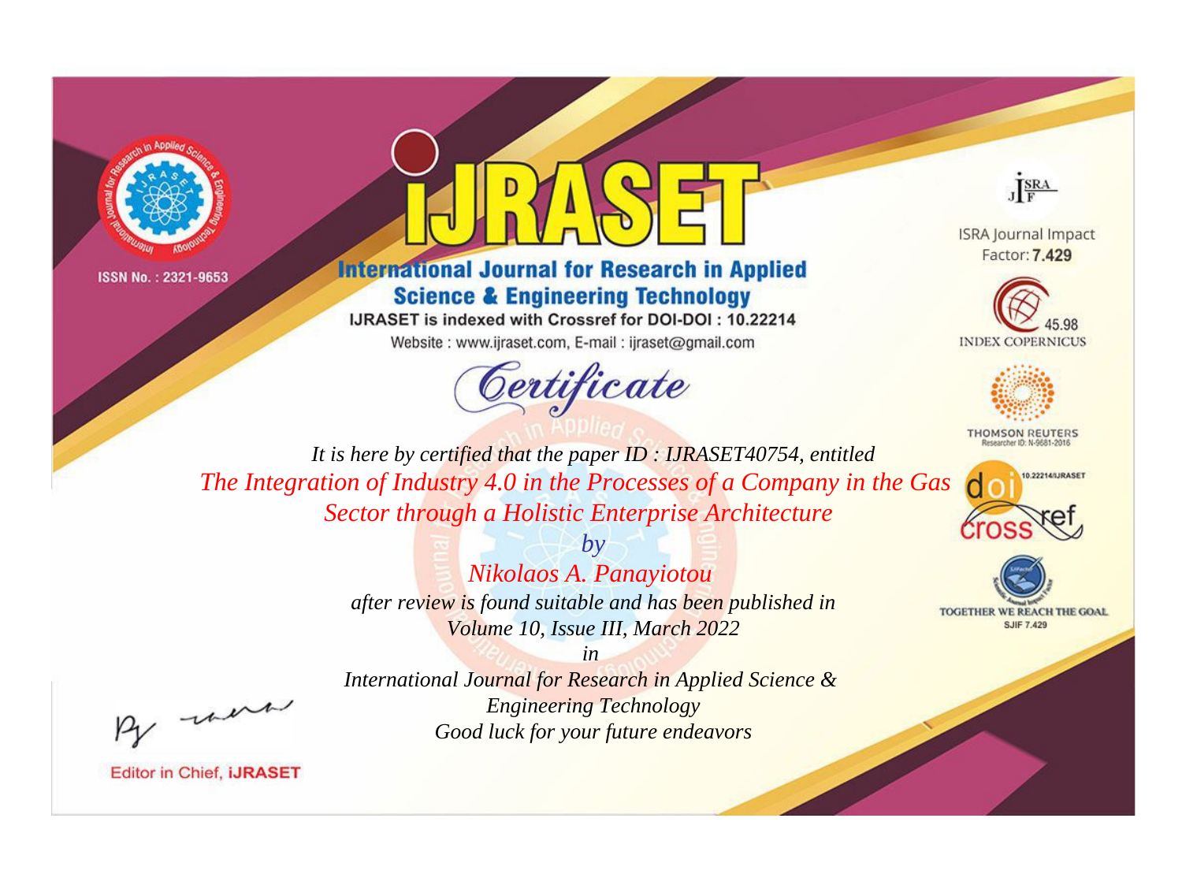ISSN No. : 2321-9653

# IJRASET

## International Journal for Research in Applied Science & Engineering Technology

IJRASET is indexed with Crossref for DOI-DOI : 10.22214

Website : www.ijraset.com, E-mail : ijraset@gmail.com

ISRA Journal Impact Factor: **7.429**

45.98 INDEX COPERNICUS

THOMSON REUTERS Researcher ID: N-9681-2016

10.22214/IJRASET

TOGETHER WE REACH THE GOAL SJIF 7.429

*Certificate*

*It is here by certified that the paper ID : IJRASET40754, entitled*

*The Integration of Industry 4.0 in the Processes of a Company in the Gas Sector through a Holistic Enterprise Architecture*

*by*

*Nikolaos A. Panayiotou*

*after review is found suitable and has been published in*

*Volume 10, Issue III, March 2022*

*in*

*International Journal for Research in Applied Science & Engineering Technology*

*Good luck for your future endeavors*

Editor in Chief, **iJRASET**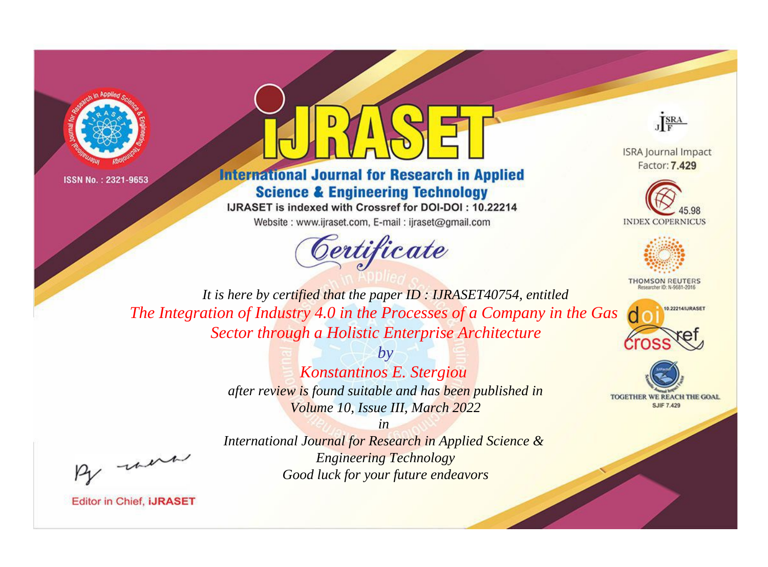ISSN No. : 2321-9653

# IJRASET

## International Journal for Research in Applied Science & Engineering Technology

IJRASET is indexed with Crossref for DOI-DOI : 10.22214

Website : www.ijraset.com, E-mail : ijraset@gmail.com

ISRA Journal Impact Factor: **7.429**

45.98 INDEX COPERNICUS

THOMSON REUTERS Researcher ID: N-9681-2016

10.22214/IJRASET

TOGETHER WE REACH THE GOAL SJIF 7.429

*Certificate*

*It is here by certified that the paper ID : IJRASET40754, entitled*

*The Integration of Industry 4.0 in the Processes of a Company in the Gas Sector through a Holistic Enterprise Architecture*

*by*

*Konstantinos E. Stergiou*

*after review is found suitable and has been published in*

*Volume 10, Issue III, March 2022*

*in*

*International Journal for Research in Applied Science & Engineering Technology*

*Good luck for your future endeavors*

Editor in Chief, **iJRASET**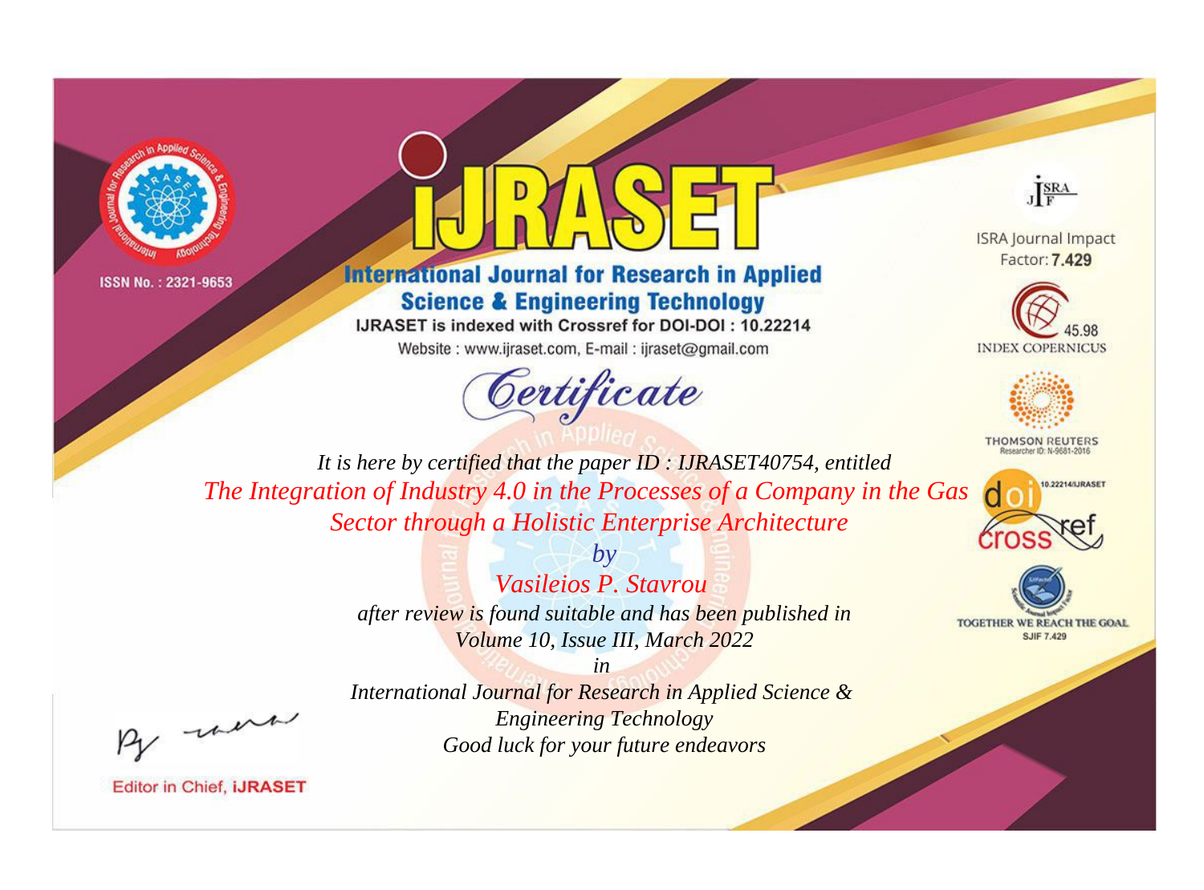ISSN No. : 2321-9653

# iJRASET

## International Journal for Research in Applied Science & Engineering Technology

IJRASET is indexed with Crossref for DOI-DOI : 10.22214

Website : www.ijraset.com, E-mail : ijraset@gmail.com

ISRA Journal Impact Factor: **7.429**

45.98 INDEX COPERNICUS

THOMSON REUTERS Researcher ID: N-9681-2016

10.22214/IJRASET

TOGETHER WE REACH THE GOAL SJIF 7.429

# *Certificate*

*It is here by certified that the paper ID : IJRASET40754, entitled*

*The Integration of Industry 4.0 in the Processes of a Company in the Gas Sector through a Holistic Enterprise Architecture*

*by*

*Vasileios P. Stavrou*

*after review is found suitable and has been published in*

*Volume 10, Issue III, March 2022*

*in*

*International Journal for Research in Applied Science & Engineering Technology*

*Good luck for your future endeavors*

Editor in Chief, **iJRASET**